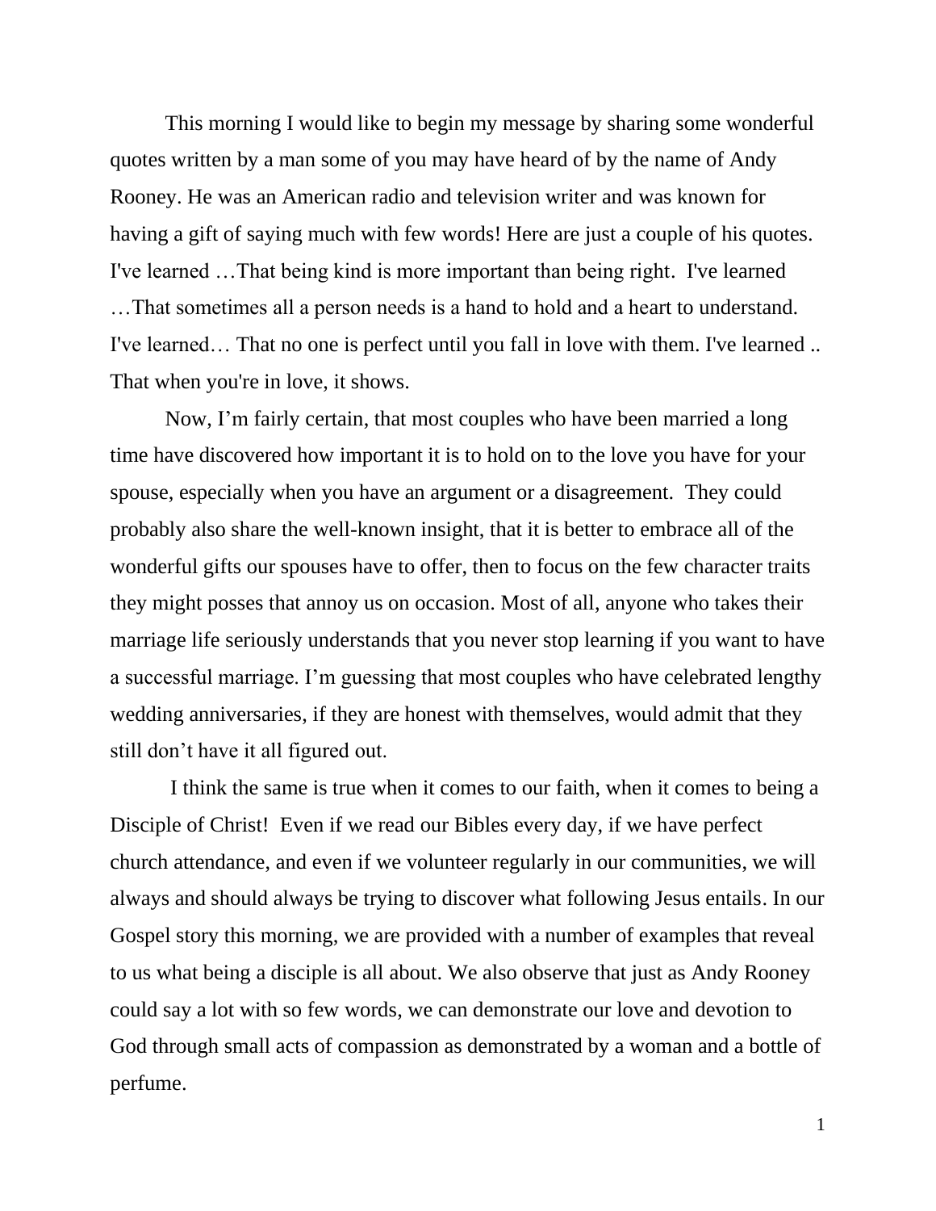This morning I would like to begin my message by sharing some wonderful quotes written by a man some of you may have heard of by the name of Andy Rooney. He was an American radio and television writer and was known for having a gift of saying much with few words! Here are just a couple of his quotes. I've learned …That being kind is more important than being right. I've learned …That sometimes all a person needs is a hand to hold and a heart to understand. I've learned… That no one is perfect until you fall in love with them. I've learned .. That when you're in love, it shows.

Now, I'm fairly certain, that most couples who have been married a long time have discovered how important it is to hold on to the love you have for your spouse, especially when you have an argument or a disagreement. They could probably also share the well-known insight, that it is better to embrace all of the wonderful gifts our spouses have to offer, then to focus on the few character traits they might posses that annoy us on occasion. Most of all, anyone who takes their marriage life seriously understands that you never stop learning if you want to have a successful marriage. I'm guessing that most couples who have celebrated lengthy wedding anniversaries, if they are honest with themselves, would admit that they still don't have it all figured out.

I think the same is true when it comes to our faith, when it comes to being a Disciple of Christ! Even if we read our Bibles every day, if we have perfect church attendance, and even if we volunteer regularly in our communities, we will always and should always be trying to discover what following Jesus entails. In our Gospel story this morning, we are provided with a number of examples that reveal to us what being a disciple is all about. We also observe that just as Andy Rooney could say a lot with so few words, we can demonstrate our love and devotion to God through small acts of compassion as demonstrated by a woman and a bottle of perfume.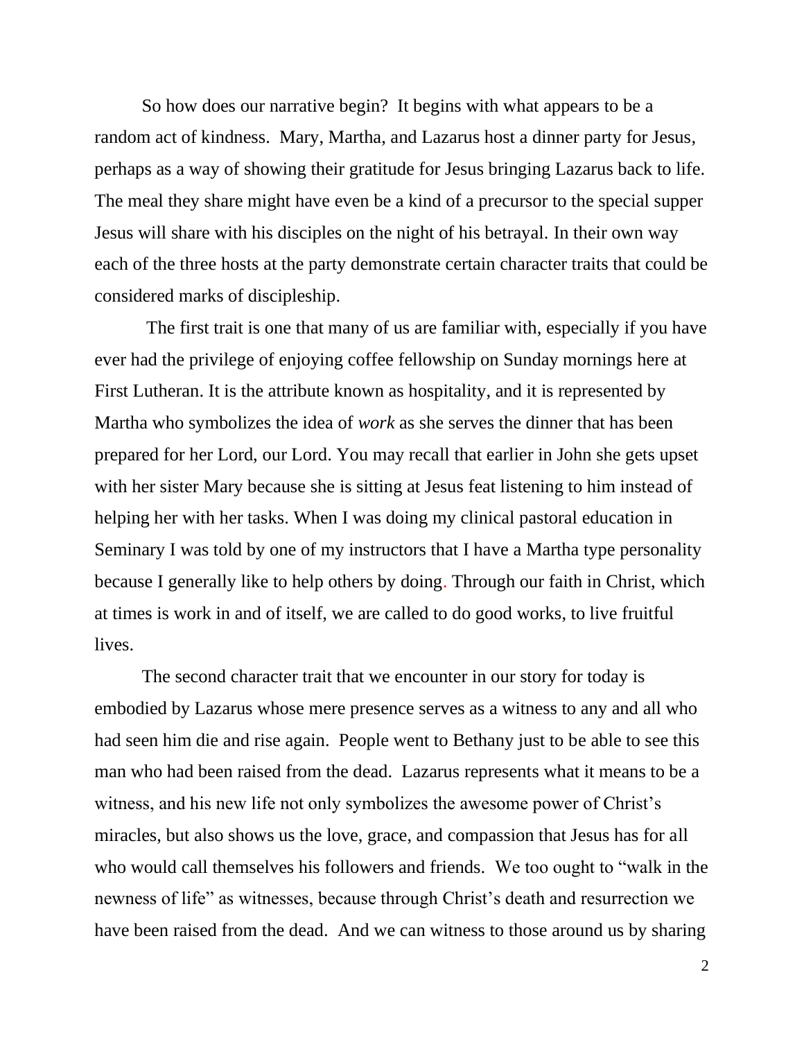So how does our narrative begin? It begins with what appears to be a random act of kindness. Mary, Martha, and Lazarus host a dinner party for Jesus, perhaps as a way of showing their gratitude for Jesus bringing Lazarus back to life. The meal they share might have even be a kind of a precursor to the special supper Jesus will share with his disciples on the night of his betrayal. In their own way each of the three hosts at the party demonstrate certain character traits that could be considered marks of discipleship.

The first trait is one that many of us are familiar with, especially if you have ever had the privilege of enjoying coffee fellowship on Sunday mornings here at First Lutheran. It is the attribute known as hospitality, and it is represented by Martha who symbolizes the idea of *work* as she serves the dinner that has been prepared for her Lord, our Lord. You may recall that earlier in John she gets upset with her sister Mary because she is sitting at Jesus feat listening to him instead of helping her with her tasks. When I was doing my clinical pastoral education in Seminary I was told by one of my instructors that I have a Martha type personality because I generally like to help others by doing. Through our faith in Christ, which at times is work in and of itself, we are called to do good works, to live fruitful lives.

The second character trait that we encounter in our story for today is embodied by Lazarus whose mere presence serves as a witness to any and all who had seen him die and rise again. People went to Bethany just to be able to see this man who had been raised from the dead. Lazarus represents what it means to be a witness, and his new life not only symbolizes the awesome power of Christ's miracles, but also shows us the love, grace, and compassion that Jesus has for all who would call themselves his followers and friends. We too ought to "walk in the newness of life" as witnesses, because through Christ's death and resurrection we have been raised from the dead. And we can witness to those around us by sharing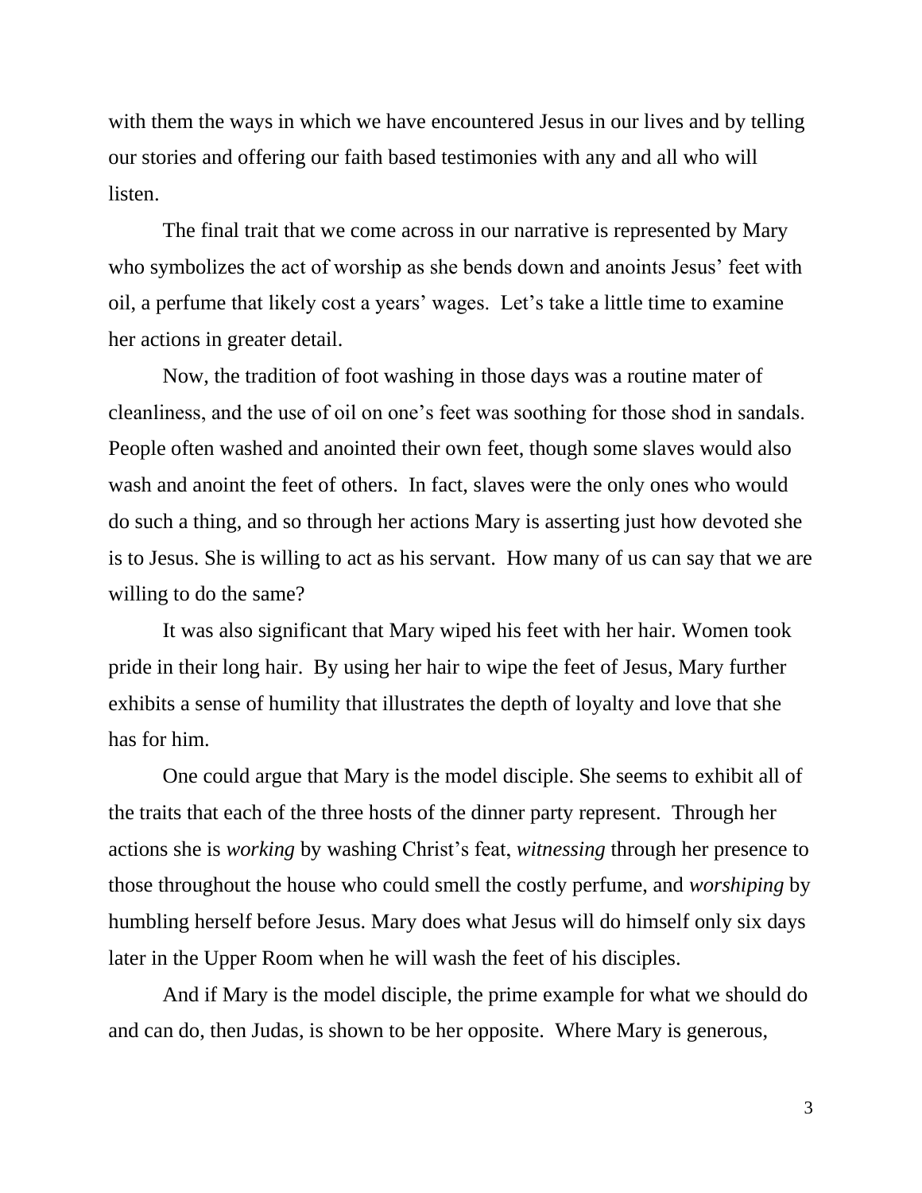with them the ways in which we have encountered Jesus in our lives and by telling our stories and offering our faith based testimonies with any and all who will listen.

The final trait that we come across in our narrative is represented by Mary who symbolizes the act of worship as she bends down and anoints Jesus' feet with oil, a perfume that likely cost a years' wages. Let's take a little time to examine her actions in greater detail.

Now, the tradition of foot washing in those days was a routine mater of cleanliness, and the use of oil on one's feet was soothing for those shod in sandals. People often washed and anointed their own feet, though some slaves would also wash and anoint the feet of others. In fact, slaves were the only ones who would do such a thing, and so through her actions Mary is asserting just how devoted she is to Jesus. She is willing to act as his servant. How many of us can say that we are willing to do the same?

It was also significant that Mary wiped his feet with her hair. Women took pride in their long hair. By using her hair to wipe the feet of Jesus, Mary further exhibits a sense of humility that illustrates the depth of loyalty and love that she has for him.

One could argue that Mary is the model disciple. She seems to exhibit all of the traits that each of the three hosts of the dinner party represent. Through her actions she is *working* by washing Christ's feat, *witnessing* through her presence to those throughout the house who could smell the costly perfume, and *worshiping* by humbling herself before Jesus. Mary does what Jesus will do himself only six days later in the Upper Room when he will wash the feet of his disciples.

And if Mary is the model disciple, the prime example for what we should do and can do, then Judas, is shown to be her opposite. Where Mary is generous,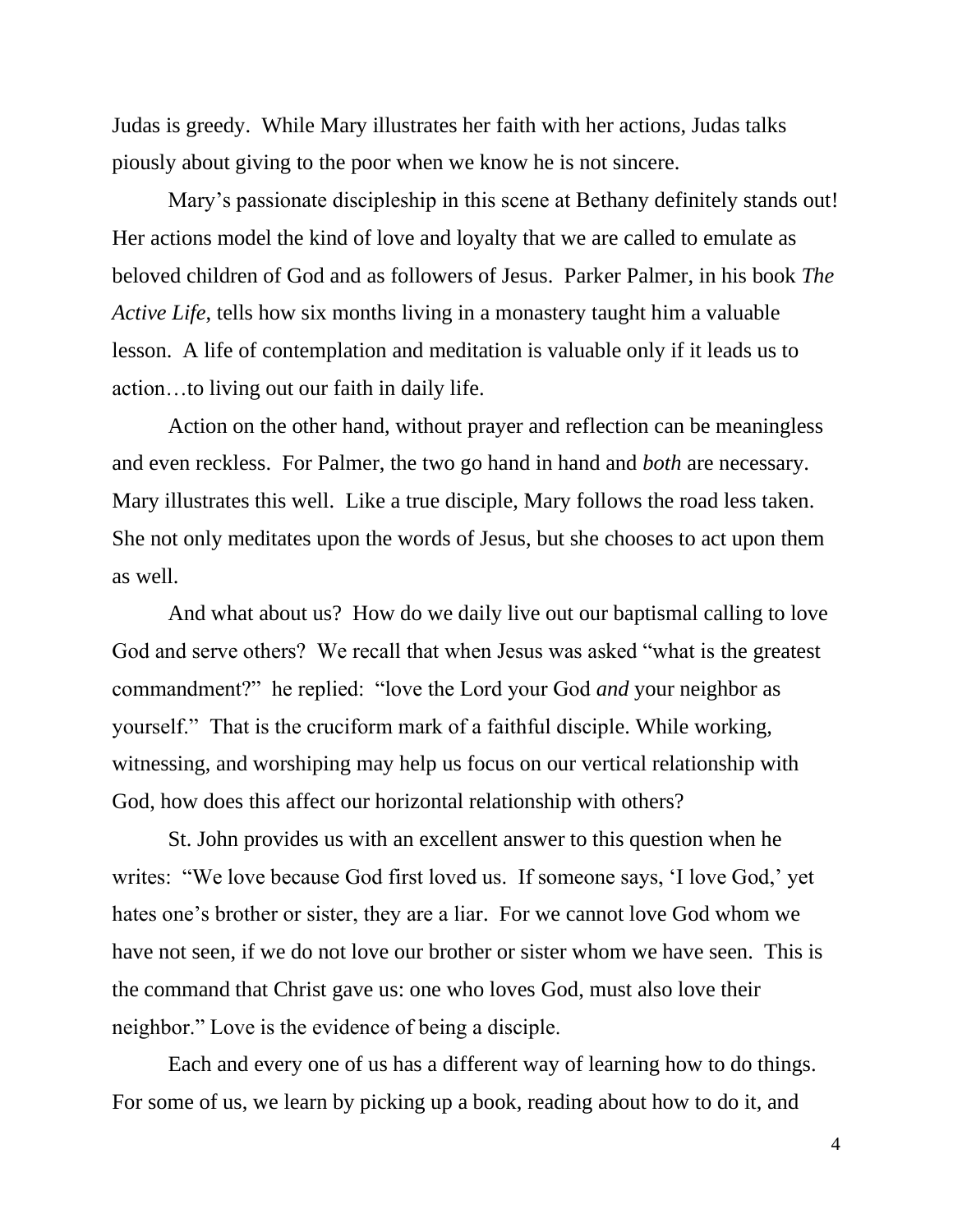Judas is greedy. While Mary illustrates her faith with her actions, Judas talks piously about giving to the poor when we know he is not sincere.

Mary's passionate discipleship in this scene at Bethany definitely stands out! Her actions model the kind of love and loyalty that we are called to emulate as beloved children of God and as followers of Jesus. Parker Palmer, in his book *The Active Life*, tells how six months living in a monastery taught him a valuable lesson. A life of contemplation and meditation is valuable only if it leads us to action…to living out our faith in daily life.

Action on the other hand, without prayer and reflection can be meaningless and even reckless. For Palmer, the two go hand in hand and *both* are necessary. Mary illustrates this well. Like a true disciple, Mary follows the road less taken. She not only meditates upon the words of Jesus, but she chooses to act upon them as well.

And what about us? How do we daily live out our baptismal calling to love God and serve others? We recall that when Jesus was asked "what is the greatest commandment?" he replied: "love the Lord your God *and* your neighbor as yourself." That is the cruciform mark of a faithful disciple. While working, witnessing, and worshiping may help us focus on our vertical relationship with God, how does this affect our horizontal relationship with others?

St. John provides us with an excellent answer to this question when he writes: "We love because God first loved us. If someone says, 'I love God,' yet hates one's brother or sister, they are a liar. For we cannot love God whom we have not seen, if we do not love our brother or sister whom we have seen. This is the command that Christ gave us: one who loves God, must also love their neighbor." Love is the evidence of being a disciple.

Each and every one of us has a different way of learning how to do things. For some of us, we learn by picking up a book, reading about how to do it, and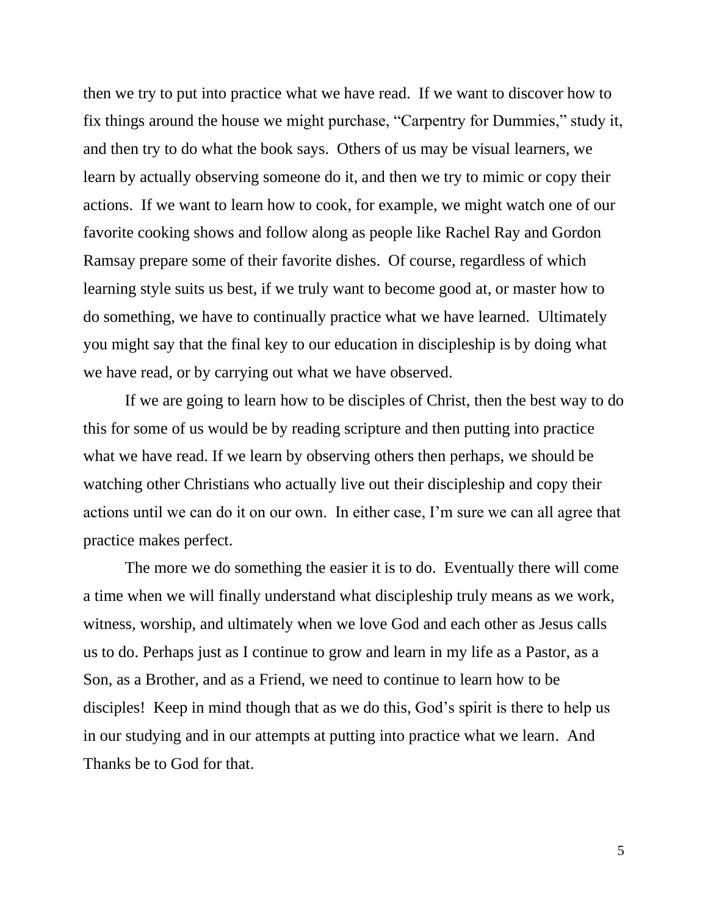then we try to put into practice what we have read. If we want to discover how to fix things around the house we might purchase, "Carpentry for Dummies," study it, and then try to do what the book says. Others of us may be visual learners, we learn by actually observing someone do it, and then we try to mimic or copy their actions. If we want to learn how to cook, for example, we might watch one of our favorite cooking shows and follow along as people like Rachel Ray and Gordon Ramsay prepare some of their favorite dishes. Of course, regardless of which learning style suits us best, if we truly want to become good at, or master how to do something, we have to continually practice what we have learned. Ultimately you might say that the final key to our education in discipleship is by doing what we have read, or by carrying out what we have observed.

If we are going to learn how to be disciples of Christ, then the best way to do this for some of us would be by reading scripture and then putting into practice what we have read. If we learn by observing others then perhaps, we should be watching other Christians who actually live out their discipleship and copy their actions until we can do it on our own. In either case, I'm sure we can all agree that practice makes perfect.

The more we do something the easier it is to do. Eventually there will come a time when we will finally understand what discipleship truly means as we work, witness, worship, and ultimately when we love God and each other as Jesus calls us to do. Perhaps just as I continue to grow and learn in my life as a Pastor, as a Son, as a Brother, and as a Friend, we need to continue to learn how to be disciples! Keep in mind though that as we do this, God's spirit is there to help us in our studying and in our attempts at putting into practice what we learn. And Thanks be to God for that.